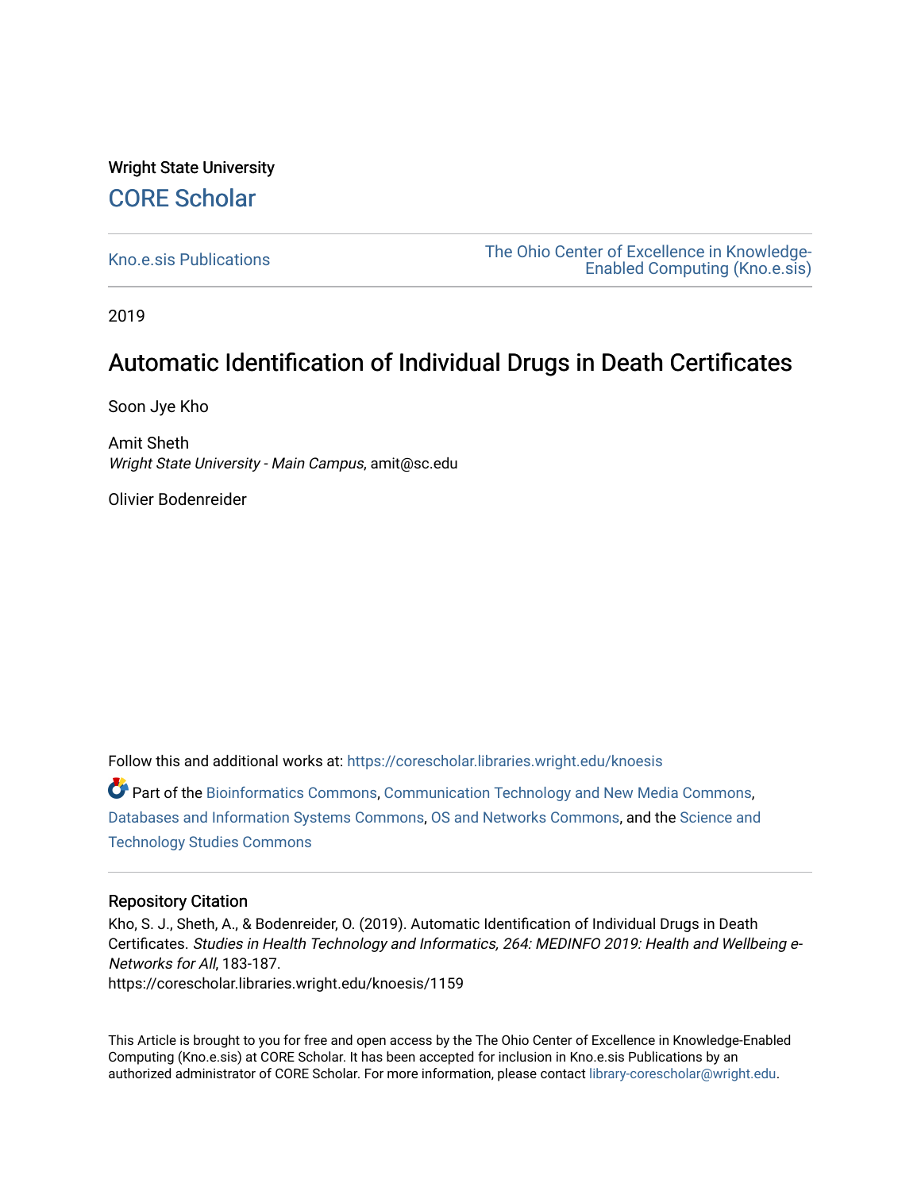Wright State University

CORE Scholar

Kno.e.sis Publications

The Ohio Center of Excellence in Knowledge-Enabled Computing (Kno.e.sis)

2019

# Automatic Identification of Individual Drugs in Death Certificates

Soon Jye Kho

Amit Sheth
*Wright State University - Main Campus*, amit@sc.edu

Olivier Bodenreider

Follow this and additional works at: https://corescholar.libraries.wright.edu/knoesis

Part of the Bioinformatics Commons, Communication Technology and New Media Commons, Databases and Information Systems Commons, OS and Networks Commons, and the Science and Technology Studies Commons

## Repository Citation

Kho, S. J., Sheth, A., & Bodenreider, O. (2019). Automatic Identification of Individual Drugs in Death Certificates. *Studies in Health Technology and Informatics, 264: MEDINFO 2019: Health and Wellbeing e-Networks for All*, 183-187.
https://corescholar.libraries.wright.edu/knoesis/1159

This Article is brought to you for free and open access by the The Ohio Center of Excellence in Knowledge-Enabled Computing (Kno.e.sis) at CORE Scholar. It has been accepted for inclusion in Kno.e.sis Publications by an authorized administrator of CORE Scholar. For more information, please contact library-corescholar@wright.edu.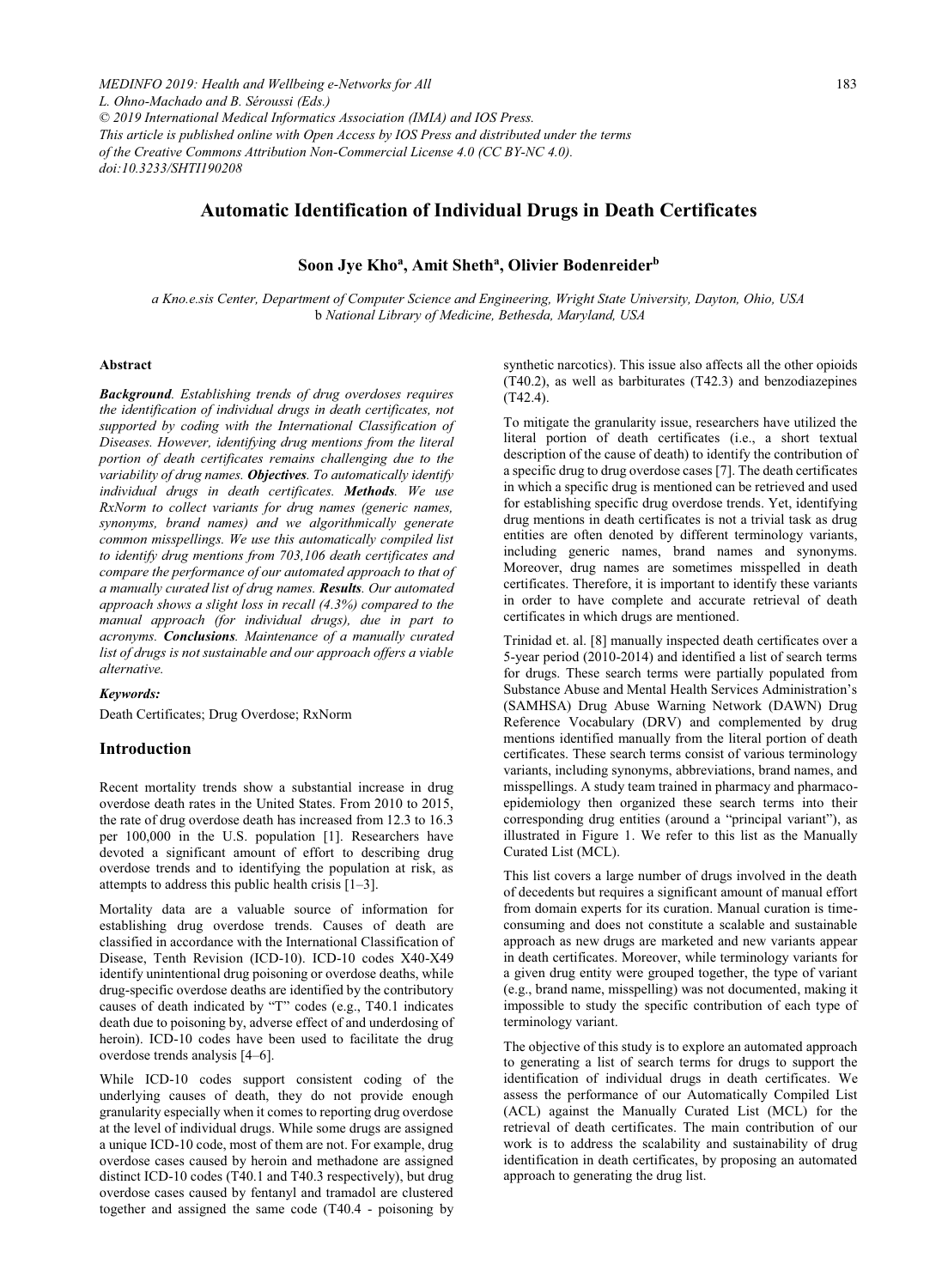MEDINFO 2019: Health and Wellbeing e-Networks for All
L. Ohno-Machado and B. Séroussi (Eds.)
© 2019 International Medical Informatics Association (IMIA) and IOS Press.
This article is published online with Open Access by IOS Press and distributed under the terms of the Creative Commons Attribution Non-Commercial License 4.0 (CC BY-NC 4.0).
doi:10.3233/SHTI190208

# Automatic Identification of Individual Drugs in Death Certificates

**Soon Jye Kho[a], Amit Sheth[a], Olivier Bodenreider[b]**

*a Kno.e.sis Center, Department of Computer Science and Engineering, Wright State University, Dayton, Ohio, USA*
*b National Library of Medicine, Bethesda, Maryland, USA*

### Abstract

***Background***. *Establishing trends of drug overdoses requires the identification of individual drugs in death certificates, not supported by coding with the International Classification of Diseases. However, identifying drug mentions from the literal portion of death certificates remains challenging due to the variability of drug names.* ***Objectives***. *To automatically identify individual drugs in death certificates.* ***Methods***. *We use RxNorm to collect variants for drug names (generic names, synonyms, brand names) and we algorithmically generate common misspellings. We use this automatically compiled list to identify drug mentions from 703,106 death certificates and compare the performance of our automated approach to that of a manually curated list of drug names.* ***Results***. *Our automated approach shows a slight loss in recall (4.3%) compared to the manual approach (for individual drugs), due in part to acronyms.* ***Conclusions***. *Maintenance of a manually curated list of drugs is not sustainable and our approach offers a viable alternative.*

*Keywords:*

Death Certificates; Drug Overdose; RxNorm

## Introduction

Recent mortality trends show a substantial increase in drug overdose death rates in the United States. From 2010 to 2015, the rate of drug overdose death has increased from 12.3 to 16.3 per 100,000 in the U.S. population [1]. Researchers have devoted a significant amount of effort to describing drug overdose trends and to identifying the population at risk, as attempts to address this public health crisis [1–3].

Mortality data are a valuable source of information for establishing drug overdose trends. Causes of death are classified in accordance with the International Classification of Disease, Tenth Revision (ICD-10). ICD-10 codes X40-X49 identify unintentional drug poisoning or overdose deaths, while drug-specific overdose deaths are identified by the contributory causes of death indicated by "T" codes (e.g., T40.1 indicates death due to poisoning by, adverse effect of and underdosing of heroin). ICD-10 codes have been used to facilitate the drug overdose trends analysis [4–6].

While ICD-10 codes support consistent coding of the underlying causes of death, they do not provide enough granularity especially when it comes to reporting drug overdose at the level of individual drugs. While some drugs are assigned a unique ICD-10 code, most of them are not. For example, drug overdose cases caused by heroin and methadone are assigned distinct ICD-10 codes (T40.1 and T40.3 respectively), but drug overdose cases caused by fentanyl and tramadol are clustered together and assigned the same code (T40.4 - poisoning by synthetic narcotics). This issue also affects all the other opioids (T40.2), as well as barbiturates (T42.3) and benzodiazepines (T42.4).

To mitigate the granularity issue, researchers have utilized the literal portion of death certificates (i.e., a short textual description of the cause of death) to identify the contribution of a specific drug to drug overdose cases [7]. The death certificates in which a specific drug is mentioned can be retrieved and used for establishing specific drug overdose trends. Yet, identifying drug mentions in death certificates is not a trivial task as drug entities are often denoted by different terminology variants, including generic names, brand names and synonyms. Moreover, drug names are sometimes misspelled in death certificates. Therefore, it is important to identify these variants in order to have complete and accurate retrieval of death certificates in which drugs are mentioned.

Trinidad et. al. [8] manually inspected death certificates over a 5-year period (2010-2014) and identified a list of search terms for drugs. These search terms were partially populated from Substance Abuse and Mental Health Services Administration's (SAMHSA) Drug Abuse Warning Network (DAWN) Drug Reference Vocabulary (DRV) and complemented by drug mentions identified manually from the literal portion of death certificates. These search terms consist of various terminology variants, including synonyms, abbreviations, brand names, and misspellings. A study team trained in pharmacy and pharmaco-epidemiology then organized these search terms into their corresponding drug entities (around a "principal variant"), as illustrated in Figure 1. We refer to this list as the Manually Curated List (MCL).

This list covers a large number of drugs involved in the death of decedents but requires a significant amount of manual effort from domain experts for its curation. Manual curation is time-consuming and does not constitute a scalable and sustainable approach as new drugs are marketed and new variants appear in death certificates. Moreover, while terminology variants for a given drug entity were grouped together, the type of variant (e.g., brand name, misspelling) was not documented, making it impossible to study the specific contribution of each type of terminology variant.

The objective of this study is to explore an automated approach to generating a list of search terms for drugs to support the identification of individual drugs in death certificates. We assess the performance of our Automatically Compiled List (ACL) against the Manually Curated List (MCL) for the retrieval of death certificates. The main contribution of our work is to address the scalability and sustainability of drug identification in death certificates, by proposing an automated approach to generating the drug list.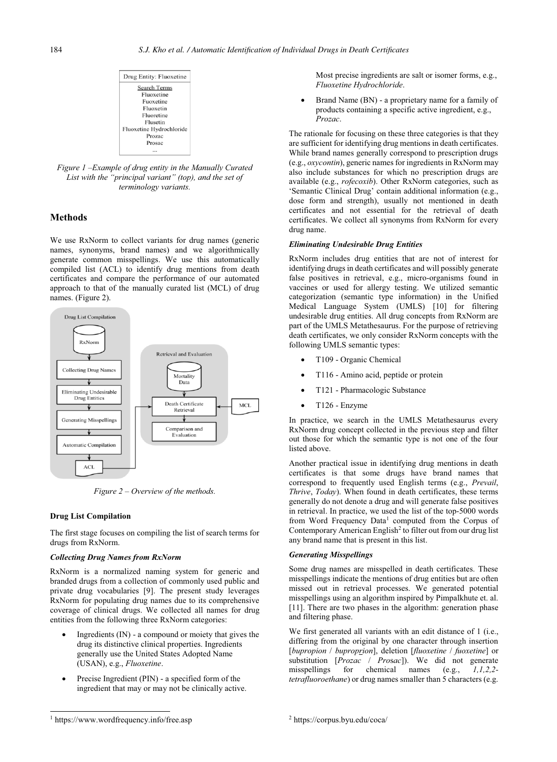| Drug Entity: Fluoxetine |
| --- |
| Search Terms |
| Fluoxetine |
| Fuoxetine |
| Fluoxetin |
| Fluoretine |
| Flusetin |
| Fluoxetine Hydrochloride |
| Prozac |
| Prosac |
| ... |

*Figure 1 –Example of drug entity in the Manually Curated List with the "principal variant" (top), and the set of terminology variants.*

## Methods

We use RxNorm to collect variants for drug names (generic names, synonyms, brand names) and we algorithmically generate common misspellings. We use this automatically compiled list (ACL) to identify drug mentions from death certificates and compare the performance of our automated approach to that of the manually curated list (MCL) of drug names. (Figure 2).

*Figure 2 – Overview of the methods.*

### Drug List Compilation

The first stage focuses on compiling the list of search terms for drugs from RxNorm.

#### *Collecting Drug Names from RxNorm*

RxNorm is a normalized naming system for generic and branded drugs from a collection of commonly used public and private drug vocabularies [9]. The present study leverages RxNorm for populating drug names due to its comprehensive coverage of clinical drugs. We collected all names for drug entities from the following three RxNorm categories:

- Ingredients (IN) - a compound or moiety that gives the drug its distinctive clinical properties. Ingredients generally use the United States Adopted Name (USAN), e.g., *Fluoxetine*.
- Precise Ingredient (PIN) - a specified form of the ingredient that may or may not be clinically active. Most precise ingredients are salt or isomer forms, e.g., *Fluoxetine Hydrochloride*.
- Brand Name (BN) - a proprietary name for a family of products containing a specific active ingredient, e.g., *Prozac*.

The rationale for focusing on these three categories is that they are sufficient for identifying drug mentions in death certificates. While brand names generally correspond to prescription drugs (e.g., *oxycontin*), generic names for ingredients in RxNorm may also include substances for which no prescription drugs are available (e.g., *rofecoxib*). Other RxNorm categories, such as 'Semantic Clinical Drug' contain additional information (e.g., dose form and strength), usually not mentioned in death certificates and not essential for the retrieval of death certificates. We collect all synonyms from RxNorm for every drug name.

#### *Eliminating Undesirable Drug Entities*

RxNorm includes drug entities that are not of interest for identifying drugs in death certificates and will possibly generate false positives in retrieval, e.g., micro-organisms found in vaccines or used for allergy testing. We utilized semantic categorization (semantic type information) in the Unified Medical Language System (UMLS) [10] for filtering undesirable drug entities. All drug concepts from RxNorm are part of the UMLS Metathesaurus. For the purpose of retrieving death certificates, we only consider RxNorm concepts with the following UMLS semantic types:

- T109 - Organic Chemical
- T116 - Amino acid, peptide or protein
- T121 - Pharmacologic Substance
- T126 - Enzyme

In practice, we search in the UMLS Metathesaurus every RxNorm drug concept collected in the previous step and filter out those for which the semantic type is not one of the four listed above.

Another practical issue in identifying drug mentions in death certificates is that some drugs have brand names that correspond to frequently used English terms (e.g., *Prevail*, *Thrive*, *Today*). When found in death certificates, these terms generally do not denote a drug and will generate false positives in retrieval. In practice, we used the list of the top-5000 words from Word Frequency Data[1] computed from the Corpus of Contemporary American English[2] to filter out from our drug list any brand name that is present in this list.

#### *Generating Misspellings*

Some drug names are misspelled in death certificates. These misspellings indicate the mentions of drug entities but are often missed out in retrieval processes. We generated potential misspellings using an algorithm inspired by Pimpalkhute et. al. [11]. There are two phases in the algorithm: generation phase and filtering phase.

We first generated all variants with an edit distance of 1 (i.e., differing from the original by one character through insertion [*bupropion* / *buproprion*], deletion [*fluoxetine* / *fuoxetine*] or substitution [*Prozac* / *Prosac*]). We did not generate misspellings for chemical names (e.g., *1,1,2,2-tetrafluoroethane*) or drug names smaller than 5 characters (e.g.

[1] https://www.wordfrequency.info/free.asp

[2] https://corpus.byu.edu/coca/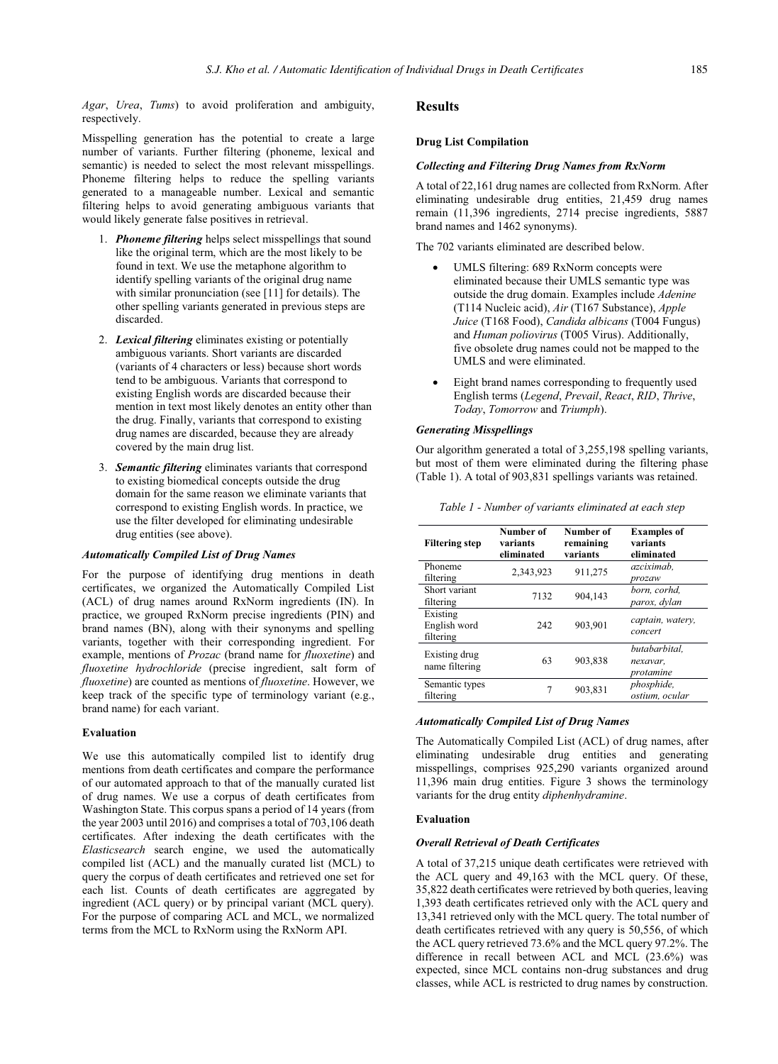*Agar*, *Urea*, *Tums*) to avoid proliferation and ambiguity, respectively.

Misspelling generation has the potential to create a large number of variants. Further filtering (phoneme, lexical and semantic) is needed to select the most relevant misspellings. Phoneme filtering helps to reduce the spelling variants generated to a manageable number. Lexical and semantic filtering helps to avoid generating ambiguous variants that would likely generate false positives in retrieval.

1. ***Phoneme filtering*** helps select misspellings that sound like the original term, which are the most likely to be found in text. We use the metaphone algorithm to identify spelling variants of the original drug name with similar pronunciation (see [11] for details). The other spelling variants generated in previous steps are discarded.
2. ***Lexical filtering*** eliminates existing or potentially ambiguous variants. Short variants are discarded (variants of 4 characters or less) because short words tend to be ambiguous. Variants that correspond to existing English words are discarded because their mention in text most likely denotes an entity other than the drug. Finally, variants that correspond to existing drug names are discarded, because they are already covered by the main drug list.
3. ***Semantic filtering*** eliminates variants that correspond to existing biomedical concepts outside the drug domain for the same reason we eliminate variants that correspond to existing English words. In practice, we use the filter developed for eliminating undesirable drug entities (see above).

#### *Automatically Compiled List of Drug Names*

For the purpose of identifying drug mentions in death certificates, we organized the Automatically Compiled List (ACL) of drug names around RxNorm ingredients (IN). In practice, we grouped RxNorm precise ingredients (PIN) and brand names (BN), along with their synonyms and spelling variants, together with their corresponding ingredient. For example, mentions of *Prozac* (brand name for *fluoxetine*) and *fluoxetine hydrochloride* (precise ingredient, salt form of *fluoxetine*) are counted as mentions of *fluoxetine*. However, we keep track of the specific type of terminology variant (e.g., brand name) for each variant.

### Evaluation

We use this automatically compiled list to identify drug mentions from death certificates and compare the performance of our automated approach to that of the manually curated list of drug names. We use a corpus of death certificates from Washington State. This corpus spans a period of 14 years (from the year 2003 until 2016) and comprises a total of 703,106 death certificates. After indexing the death certificates with the *Elasticsearch* search engine, we used the automatically compiled list (ACL) and the manually curated list (MCL) to query the corpus of death certificates and retrieved one set for each list. Counts of death certificates are aggregated by ingredient (ACL query) or by principal variant (MCL query). For the purpose of comparing ACL and MCL, we normalized terms from the MCL to RxNorm using the RxNorm API.

## Results

### Drug List Compilation

#### *Collecting and Filtering Drug Names from RxNorm*

A total of 22,161 drug names are collected from RxNorm. After eliminating undesirable drug entities, 21,459 drug names remain (11,396 ingredients, 2714 precise ingredients, 5887 brand names and 1462 synonyms).

The 702 variants eliminated are described below.

- UMLS filtering: 689 RxNorm concepts were eliminated because their UMLS semantic type was outside the drug domain. Examples include *Adenine* (T114 Nucleic acid), *Air* (T167 Substance), *Apple Juice* (T168 Food), *Candida albicans* (T004 Fungus) and *Human poliovirus* (T005 Virus). Additionally, five obsolete drug names could not be mapped to the UMLS and were eliminated.
- Eight brand names corresponding to frequently used English terms (*Legend*, *Prevail*, *React*, *RID*, *Thrive*, *Today*, *Tomorrow* and *Triumph*).

#### *Generating Misspellings*

Our algorithm generated a total of 3,255,198 spelling variants, but most of them were eliminated during the filtering phase (Table 1). A total of 903,831 spellings variants was retained.

*Table 1 - Number of variants eliminated at each step*

| Filtering step | Number of variants eliminated | Number of remaining variants | Examples of variants eliminated |
|---|---|---|---|
| Phoneme filtering | 2,343,923 | 911,275 | *azciximab, prozaw* |
| Short variant filtering | 7132 | 904,143 | *born, corhd, parox, dylan* |
| Existing English word filtering | 242 | 903,901 | *captain, watery, concert* |
| Existing drug name filtering | 63 | 903,838 | *butabarbital, nexavar, protamine* |
| Semantic types filtering | 7 | 903,831 | *phosphide, ostium, ocular* |

#### *Automatically Compiled List of Drug Names*

The Automatically Compiled List (ACL) of drug names, after eliminating undesirable drug entities and generating misspellings, comprises 925,290 variants organized around 11,396 main drug entities. Figure 3 shows the terminology variants for the drug entity *diphenhydramine*.

### Evaluation

#### *Overall Retrieval of Death Certificates*

A total of 37,215 unique death certificates were retrieved with the ACL query and 49,163 with the MCL query. Of these, 35,822 death certificates were retrieved by both queries, leaving 1,393 death certificates retrieved only with the ACL query and 13,341 retrieved only with the MCL query. The total number of death certificates retrieved with any query is 50,556, of which the ACL query retrieved 73.6% and the MCL query 97.2%. The difference in recall between ACL and MCL (23.6%) was expected, since MCL contains non-drug substances and drug classes, while ACL is restricted to drug names by construction.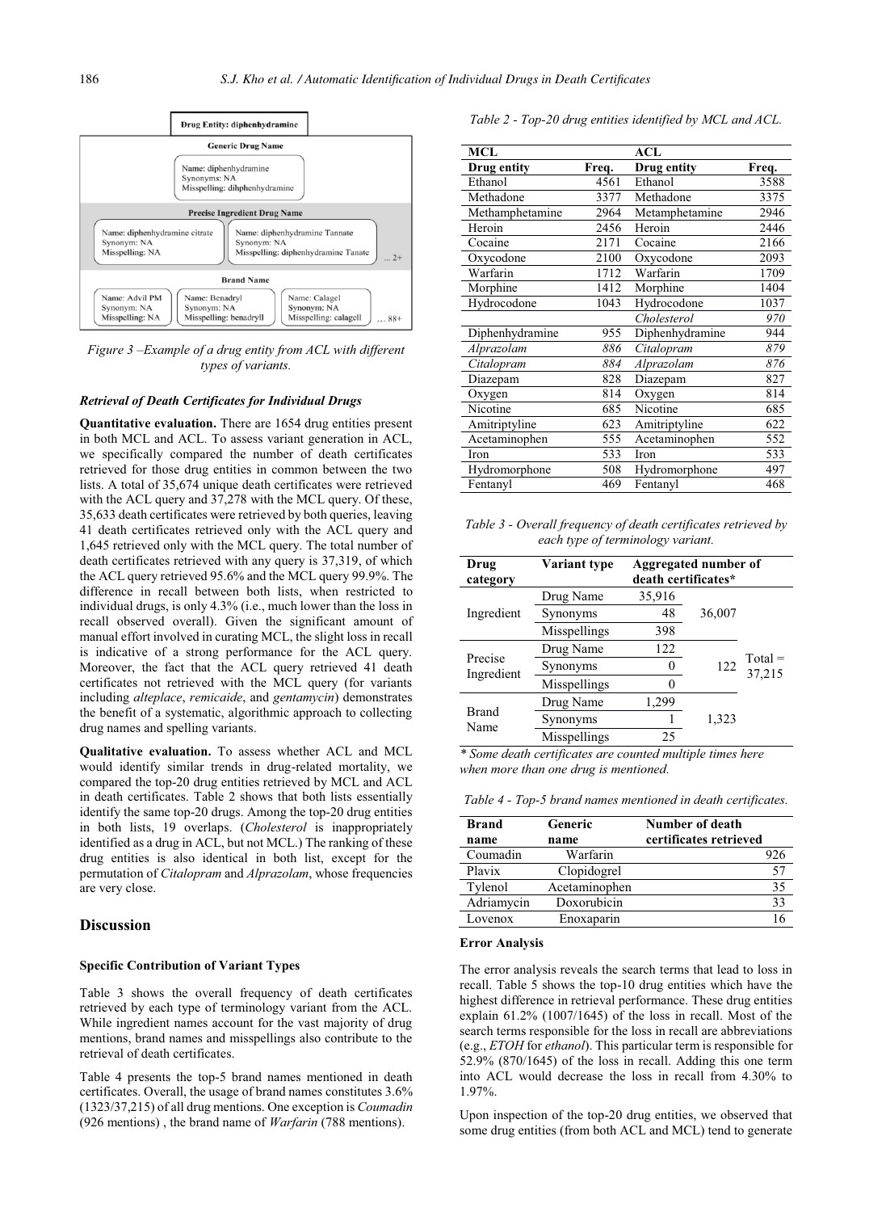*Figure 3 –Example of a drug entity from ACL with different types of variants.*

#### *Retrieval of Death Certificates for Individual Drugs*

**Quantitative evaluation.** There are 1654 drug entities present in both MCL and ACL. To assess variant generation in ACL, we specifically compared the number of death certificates retrieved for those drug entities in common between the two lists. A total of 35,674 unique death certificates were retrieved with the ACL query and 37,278 with the MCL query. Of these, 35,633 death certificates were retrieved by both queries, leaving 41 death certificates retrieved only with the ACL query and 1,645 retrieved only with the MCL query. The total number of death certificates retrieved with any query is 37,319, of which the ACL query retrieved 95.6% and the MCL query 99.9%. The difference in recall between both lists, when restricted to individual drugs, is only 4.3% (i.e., much lower than the loss in recall observed overall). Given the significant amount of manual effort involved in curating MCL, the slight loss in recall is indicative of a strong performance for the ACL query. Moreover, the fact that the ACL query retrieved 41 death certificates not retrieved with the MCL query (for variants including *alteplace*, *remicaide*, and *gentamycin*) demonstrates the benefit of a systematic, algorithmic approach to collecting drug names and spelling variants.

**Qualitative evaluation.** To assess whether ACL and MCL would identify similar trends in drug-related mortality, we compared the top-20 drug entities retrieved by MCL and ACL in death certificates. Table 2 shows that both lists essentially identify the same top-20 drugs. Among the top-20 drug entities in both lists, 19 overlaps. (*Cholesterol* is inappropriately identified as a drug in ACL, but not MCL.) The ranking of these drug entities is also identical in both list, except for the permutation of *Citalopram* and *Alprazolam*, whose frequencies are very close.

## Discussion

### Specific Contribution of Variant Types

Table 3 shows the overall frequency of death certificates retrieved by each type of terminology variant from the ACL. While ingredient names account for the vast majority of drug mentions, brand names and misspellings also contribute to the retrieval of death certificates.

Table 4 presents the top-5 brand names mentioned in death certificates. Overall, the usage of brand names constitutes 3.6% (1323/37,215) of all drug mentions. One exception is *Coumadin* (926 mentions) , the brand name of *Warfarin* (788 mentions).

*Table 2 - Top-20 drug entities identified by MCL and ACL.*

| MCL | | ACL | |
|---|---|---|---|
| **Drug entity** | **Freq.** | **Drug entity** | **Freq.** |
| Ethanol | 4561 | Ethanol | 3588 |
| Methadone | 3377 | Methadone | 3375 |
| Methamphetamine | 2964 | Metamphetamine | 2946 |
| Heroin | 2456 | Heroin | 2446 |
| Cocaine | 2171 | Cocaine | 2166 |
| Oxycodone | 2100 | Oxycodone | 2093 |
| Warfarin | 1712 | Warfarin | 1709 |
| Morphine | 1412 | Morphine | 1404 |
| Hydrocodone | 1043 | Hydrocodone | 1037 |
| | | *Cholesterol* | *970* |
| Diphenhydramine | 955 | Diphenhydramine | 944 |
| *Alprazolam* | *886* | *Citalopram* | *879* |
| *Citalopram* | *884* | *Alprazolam* | *876* |
| Diazepam | 828 | Diazepam | 827 |
| Oxygen | 814 | Oxygen | 814 |
| Nicotine | 685 | Nicotine | 685 |
| Amitriptyline | 623 | Amitriptyline | 622 |
| Acetaminophen | 555 | Acetaminophen | 552 |
| Iron | 533 | Iron | 533 |
| Hydromorphone | 508 | Hydromorphone | 497 |
| Fentanyl | 469 | Fentanyl | 468 |

*Table 3 - Overall frequency of death certificates retrieved by each type of terminology variant.*

| Drug category | Variant type | Aggregated number of death certificates* | | |
|---|---|---|---|---|
| Ingredient | Drug Name | 35,916 | 36,007 | Total = 37,215 |
| | Synonyms | 48 | | |
| | Misspellings | 398 | | |
| Precise Ingredient | Drug Name | 122 | 122 | |
| | Synonyms | 0 | | |
| | Misspellings | 0 | | |
| Brand Name | Drug Name | 1,299 | 1,323 | |
| | Synonyms | 1 | | |
| | Misspellings | 25 | | |

*\* Some death certificates are counted multiple times here when more than one drug is mentioned.*

*Table 4 - Top-5 brand names mentioned in death certificates.*

| Brand name | Generic name | Number of death certificates retrieved |
|---|---|---|
| Coumadin | Warfarin | 926 |
| Plavix | Clopidogrel | 57 |
| Tylenol | Acetaminophen | 35 |
| Adriamycin | Doxorubicin | 33 |
| Lovenox | Enoxaparin | 16 |

#### Error Analysis

The error analysis reveals the search terms that lead to loss in recall. Table 5 shows the top-10 drug entities which have the highest difference in retrieval performance. These drug entities explain 61.2% (1007/1645) of the loss in recall. Most of the search terms responsible for the loss in recall are abbreviations (e.g., *ETOH* for *ethanol*). This particular term is responsible for 52.9% (870/1645) of the loss in recall. Adding this one term into ACL would decrease the loss in recall from 4.30% to 1.97%.

Upon inspection of the top-20 drug entities, we observed that some drug entities (from both ACL and MCL) tend to generate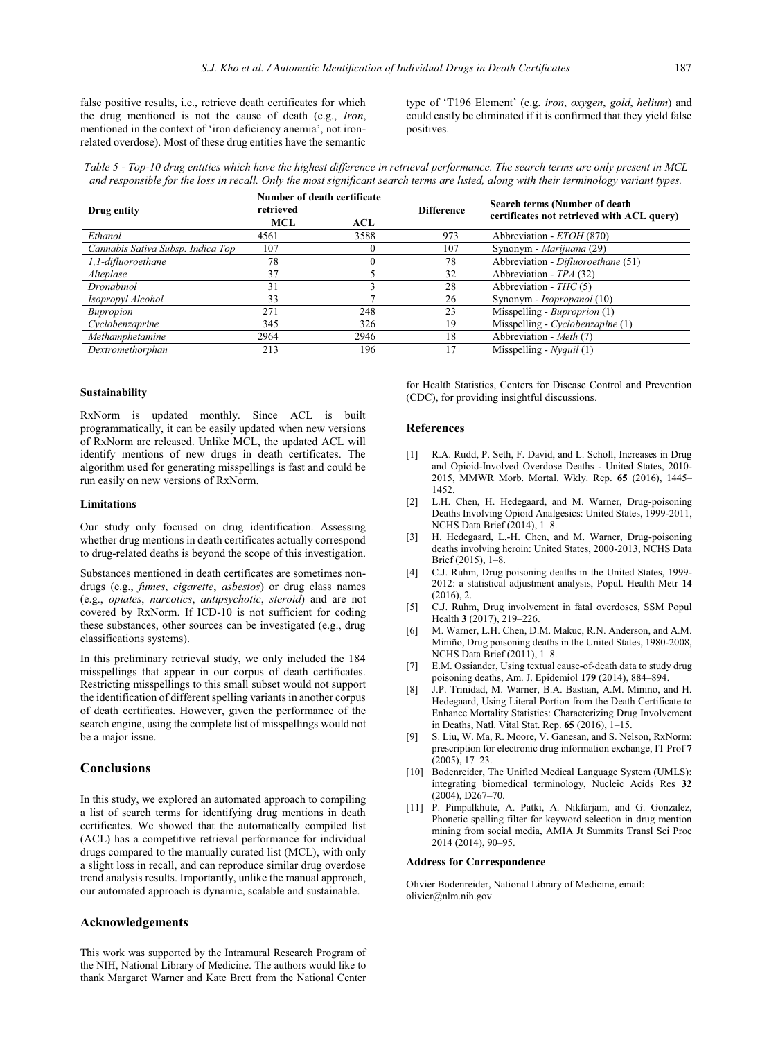false positive results, i.e., retrieve death certificates for which the drug mentioned is not the cause of death (e.g., *Iron*, mentioned in the context of 'iron deficiency anemia', not iron-related overdose). Most of these drug entities have the semantic type of 'T196 Element' (e.g. *iron*, *oxygen*, *gold*, *helium*) and could easily be eliminated if it is confirmed that they yield false positives.

*Table 5 - Top-10 drug entities which have the highest difference in retrieval performance. The search terms are only present in MCL and responsible for the loss in recall. Only the most significant search terms are listed, along with their terminology variant types.*

| Drug entity | Number of death certificate retrieved | | Difference | Search terms (Number of death certificates not retrieved with ACL query) |
|---|---|---|---|---|
| | MCL | ACL | | |
| *Ethanol* | 4561 | 3588 | 973 | Abbreviation - *ETOH* (870) |
| *Cannabis Sativa Subsp. Indica Top* | 107 | 0 | 107 | Synonym - *Marijuana* (29) |
| *1,1-difluoroethane* | 78 | 0 | 78 | Abbreviation - *Difluoroethane* (51) |
| *Alteplase* | 37 | 5 | 32 | Abbreviation - *TPA* (32) |
| *Dronabinol* | 31 | 3 | 28 | Abbreviation - *THC* (5) |
| *Isopropyl Alcohol* | 33 | 7 | 26 | Synonym - *Isopropanol* (10) |
| *Bupropion* | 271 | 248 | 23 | Misspelling - *Buproprion* (1) |
| *Cyclobenzaprine* | 345 | 326 | 19 | Misspelling - *Cyclobenzapine* (1) |
| *Methamphetamine* | 2964 | 2946 | 18 | Abbreviation - *Meth* (7) |
| *Dextromethorphan* | 213 | 196 | 17 | Misspelling - *Nyquil* (1) |

#### Sustainability

RxNorm is updated monthly. Since ACL is built programmatically, it can be easily updated when new versions of RxNorm are released. Unlike MCL, the updated ACL will identify mentions of new drugs in death certificates. The algorithm used for generating misspellings is fast and could be run easily on new versions of RxNorm.

#### Limitations

Our study only focused on drug identification. Assessing whether drug mentions in death certificates actually correspond to drug-related deaths is beyond the scope of this investigation.

Substances mentioned in death certificates are sometimes non-drugs (e.g., *fumes*, *cigarette*, *asbestos*) or drug class names (e.g., *opiates*, *narcotics*, *antipsychotic*, *steroid*) and are not covered by RxNorm. If ICD-10 is not sufficient for coding these substances, other sources can be investigated (e.g., drug classifications systems).

In this preliminary retrieval study, we only included the 184 misspellings that appear in our corpus of death certificates. Restricting misspellings to this small subset would not support the identification of different spelling variants in another corpus of death certificates. However, given the performance of the search engine, using the complete list of misspellings would not be a major issue.

## Conclusions

In this study, we explored an automated approach to compiling a list of search terms for identifying drug mentions in death certificates. We showed that the automatically compiled list (ACL) has a competitive retrieval performance for individual drugs compared to the manually curated list (MCL), with only a slight loss in recall, and can reproduce similar drug overdose trend analysis results. Importantly, unlike the manual approach, our automated approach is dynamic, scalable and sustainable.

## Acknowledgements

This work was supported by the Intramural Research Program of the NIH, National Library of Medicine. The authors would like to thank Margaret Warner and Kate Brett from the National Center for Health Statistics, Centers for Disease Control and Prevention (CDC), for providing insightful discussions.

## References

[1] R.A. Rudd, P. Seth, F. David, and L. Scholl, Increases in Drug and Opioid-Involved Overdose Deaths - United States, 2010-2015, MMWR Morb. Mortal. Wkly. Rep. **65** (2016), 1445–1452.

[2] L.H. Chen, H. Hedegaard, and M. Warner, Drug-poisoning Deaths Involving Opioid Analgesics: United States, 1999-2011, NCHS Data Brief (2014), 1–8.

[3] H. Hedegaard, L.-H. Chen, and M. Warner, Drug-poisoning deaths involving heroin: United States, 2000-2013, NCHS Data Brief (2015), 1–8.

[4] C.J. Ruhm, Drug poisoning deaths in the United States, 1999-2012: a statistical adjustment analysis, Popul. Health Metr **14** (2016), 2.

[5] C.J. Ruhm, Drug involvement in fatal overdoses, SSM Popul Health **3** (2017), 219–226.

[6] M. Warner, L.H. Chen, D.M. Makuc, R.N. Anderson, and A.M. Miniño, Drug poisoning deaths in the United States, 1980-2008, NCHS Data Brief (2011), 1–8.

[7] E.M. Ossiander, Using textual cause-of-death data to study drug poisoning deaths, Am. J. Epidemiol **179** (2014), 884–894.

[8] J.P. Trinidad, M. Warner, B.A. Bastian, A.M. Minino, and H. Hedegaard, Using Literal Portion from the Death Certificate to Enhance Mortality Statistics: Characterizing Drug Involvement in Deaths, Natl. Vital Stat. Rep. **65** (2016), 1–15.

[9] S. Liu, W. Ma, R. Moore, V. Ganesan, and S. Nelson, RxNorm: prescription for electronic drug information exchange, IT Prof **7** (2005), 17–23.

[10] Bodenreider, The Unified Medical Language System (UMLS): integrating biomedical terminology, Nucleic Acids Res **32** (2004), D267–70.

[11] P. Pimpalkhute, A. Patki, A. Nikfarjam, and G. Gonzalez, Phonetic spelling filter for keyword selection in drug mention mining from social media, AMIA Jt Summits Transl Sci Proc 2014 (2014), 90–95.

#### Address for Correspondence

Olivier Bodenreider, National Library of Medicine, email: olivier@nlm.nih.gov